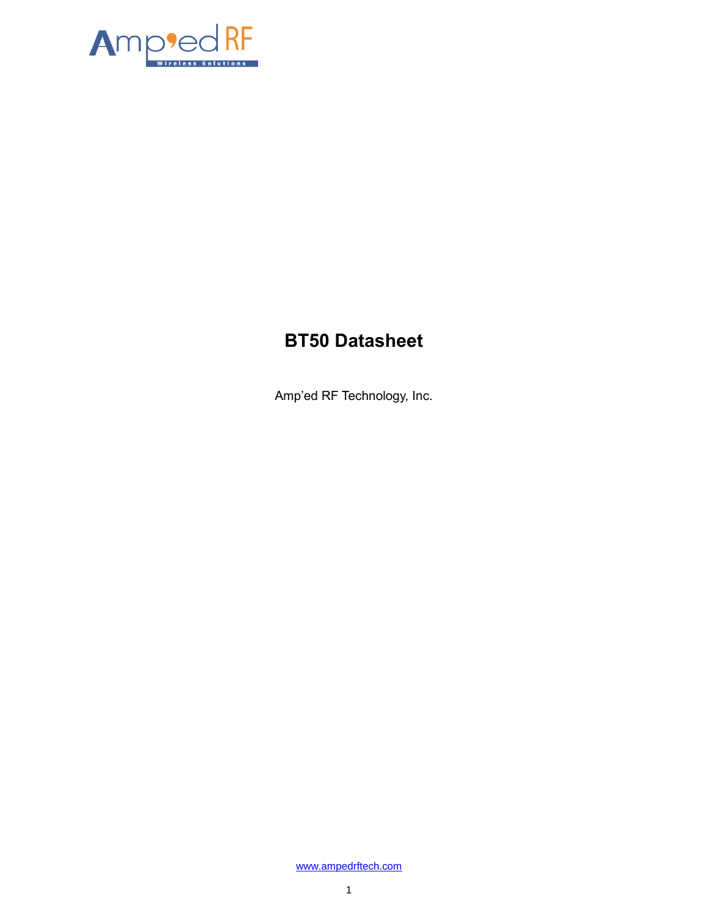# BT50 Datasheet

Amp'ed RF Technology, Inc.

www.ampedrftech.com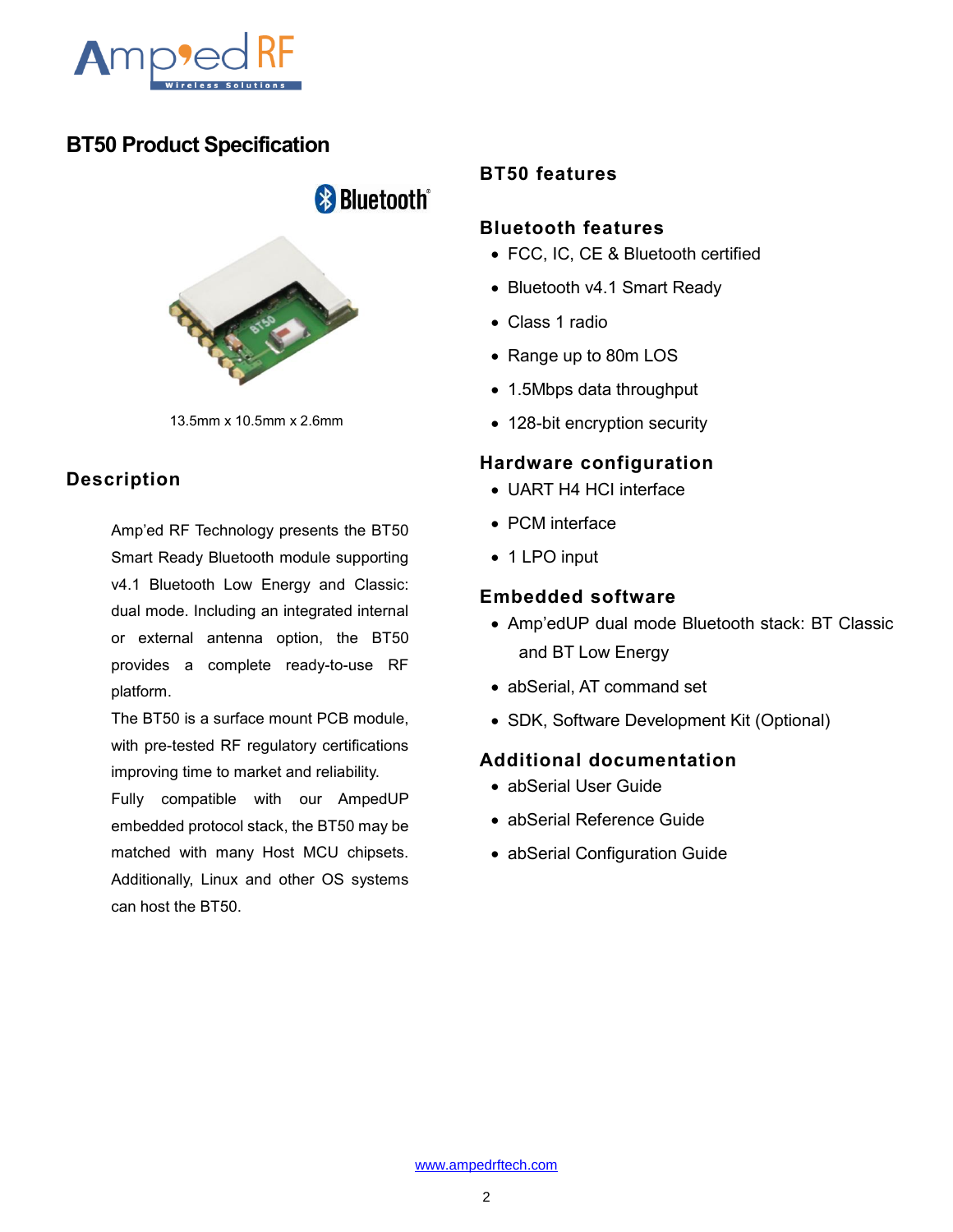# BT50 Product Specification

13.5mm x 10.5mm x 2.6mm

## Description

Amp'ed RF Technology presents the BT50 Smart Ready Bluetooth module supporting v4.1 Bluetooth Low Energy and Classic: dual mode. Including an integrated internal or external antenna option, the BT50 provides a complete ready-to-use RF platform.

The BT50 is a surface mount PCB module, with pre-tested RF regulatory certifications improving time to market and reliability.

Fully compatible with our AmpedUP embedded protocol stack, the BT50 may be matched with many Host MCU chipsets. Additionally, Linux and other OS systems can host the BT50.

## BT50 features

### Bluetooth features

- FCC, IC, CE & Bluetooth certified
- Bluetooth v4.1 Smart Ready
- Class 1 radio
- Range up to 80m LOS
- 1.5Mbps data throughput
- 128-bit encryption security

### Hardware configuration

- UART H4 HCI interface
- PCM interface
- 1 LPO input

### Embedded software

- Amp'edUP dual mode Bluetooth stack: BT Classic and BT Low Energy
- abSerial, AT command set
- SDK, Software Development Kit (Optional)

### Additional documentation

- abSerial User Guide
- abSerial Reference Guide
- abSerial Configuration Guide

www.ampedrftech.com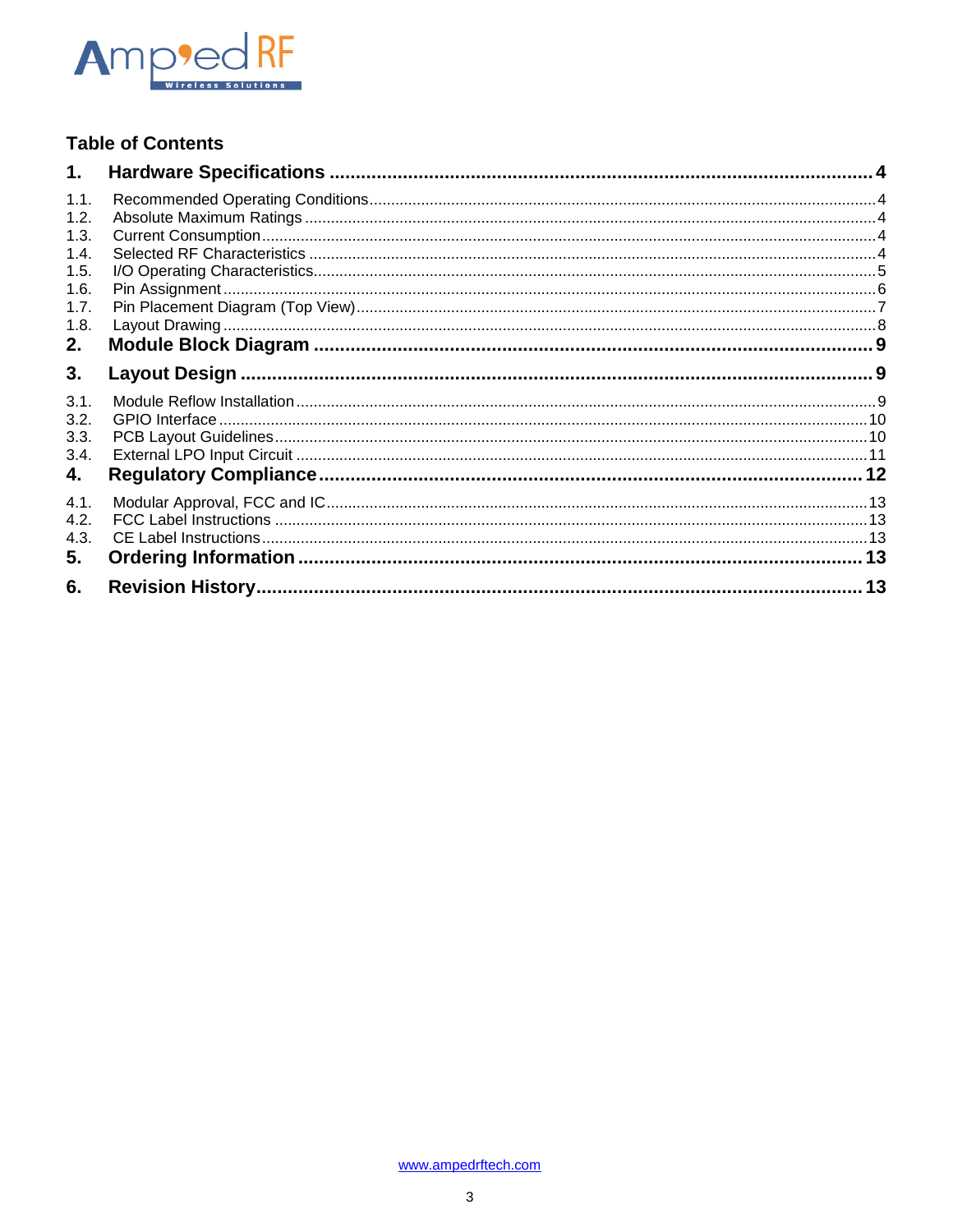## Table of Contents

**1. Hardware Specifications ........ 4**

- 1.1. Recommended Operating Conditions ........ 4
- 1.2. Absolute Maximum Ratings ........ 4
- 1.3. Current Consumption ........ 4
- 1.4. Selected RF Characteristics ........ 4
- 1.5. I/O Operating Characteristics ........ 5
- 1.6. Pin Assignment ........ 6
- 1.7. Pin Placement Diagram (Top View) ........ 7
- 1.8. Layout Drawing ........ 8

**2. Module Block Diagram ........ 9**

**3. Layout Design ........ 9**

- 3.1. Module Reflow Installation ........ 9
- 3.2. GPIO Interface ........ 10
- 3.3. PCB Layout Guidelines ........ 10
- 3.4. External LPO Input Circuit ........ 11

**4. Regulatory Compliance ........ 12**

- 4.1. Modular Approval, FCC and IC ........ 13
- 4.2. FCC Label Instructions ........ 13
- 4.3. CE Label Instructions ........ 13

**5. Ordering Information ........ 13**

**6. Revision History ........ 13**

www.ampedrftech.com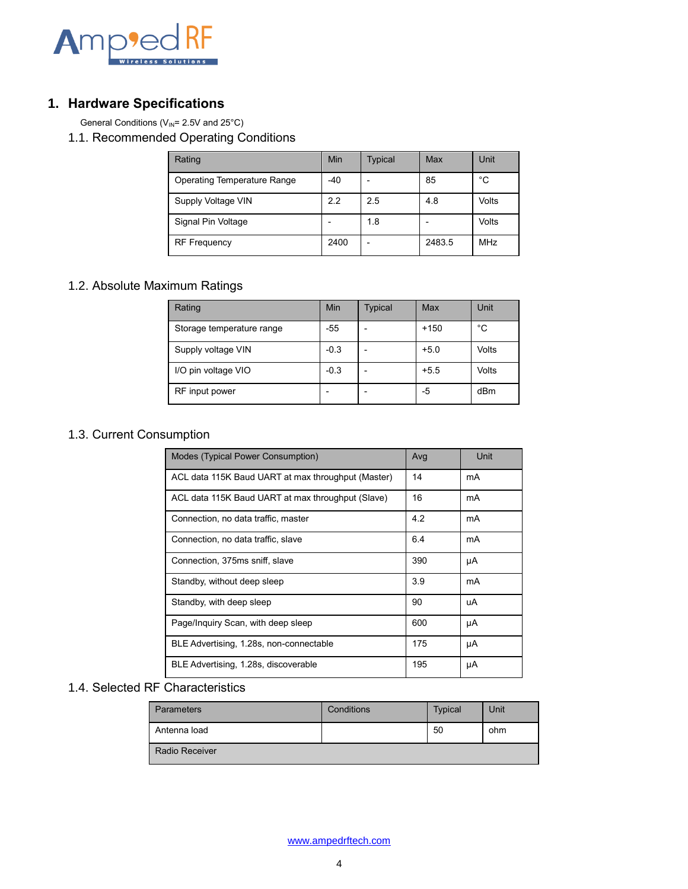# 1. Hardware Specifications

General Conditions ($V_{IN}$= 2.5V and 25°C)

## 1.1. Recommended Operating Conditions

| Rating | Min | Typical | Max | Unit |
|---|---|---|---|---|
| Operating Temperature Range | -40 | - | 85 | °C |
| Supply Voltage VIN | 2.2 | 2.5 | 4.8 | Volts |
| Signal Pin Voltage | - | 1.8 | - | Volts |
| RF Frequency | 2400 | - | 2483.5 | MHz |

## 1.2. Absolute Maximum Ratings

| Rating | Min | Typical | Max | Unit |
|---|---|---|---|---|
| Storage temperature range | -55 | - | +150 | °C |
| Supply voltage VIN | -0.3 | - | +5.0 | Volts |
| I/O pin voltage VIO | -0.3 | - | +5.5 | Volts |
| RF input power | - | - | -5 | dBm |

## 1.3. Current Consumption

| Modes (Typical Power Consumption) | Avg | Unit |
|---|---|---|
| ACL data 115K Baud UART at max throughput (Master) | 14 | mA |
| ACL data 115K Baud UART at max throughput (Slave) | 16 | mA |
| Connection, no data traffic, master | 4.2 | mA |
| Connection, no data traffic, slave | 6.4 | mA |
| Connection, 375ms sniff, slave | 390 | µA |
| Standby, without deep sleep | 3.9 | mA |
| Standby, with deep sleep | 90 | uA |
| Page/Inquiry Scan, with deep sleep | 600 | µA |
| BLE Advertising, 1.28s, non-connectable | 175 | µA |
| BLE Advertising, 1.28s, discoverable | 195 | µA |

## 1.4. Selected RF Characteristics

| Parameters | Conditions | Typical | Unit |
|---|---|---|---|
| Antenna load | | 50 | ohm |
| Radio Receiver | | | |

www.ampedrftech.com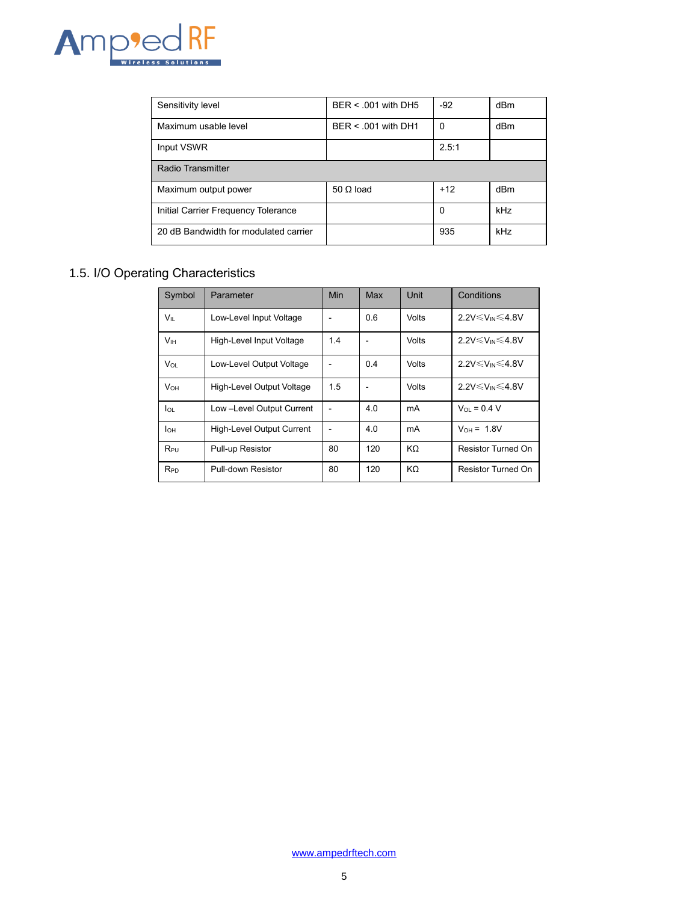| Sensitivity level | BER < .001 with DH5 | -92 | dBm |
|---|---|---|---|
| Maximum usable level | BER < .001 with DH1 | 0 | dBm |
| Input VSWR | | 2.5:1 | |
| Radio Transmitter | | | |
| Maximum output power | 50 Ω load | +12 | dBm |
| Initial Carrier Frequency Tolerance | | 0 | kHz |
| 20 dB Bandwidth for modulated carrier | | 935 | kHz |

## 1.5. I/O Operating Characteristics

| Symbol | Parameter | Min | Max | Unit | Conditions |
|---|---|---|---|---|---|
| $V_{IL}$ | Low-Level Input Voltage | - | 0.6 | Volts | $2.2V \leqslant V_{IN} \leqslant 4.8V$ |
| $V_{IH}$ | High-Level Input Voltage | 1.4 | - | Volts | $2.2V \leqslant V_{IN} \leqslant 4.8V$ |
| $V_{OL}$ | Low-Level Output Voltage | - | 0.4 | Volts | $2.2V \leqslant V_{IN} \leqslant 4.8V$ |
| $V_{OH}$ | High-Level Output Voltage | 1.5 | - | Volts | $2.2V \leqslant V_{IN} \leqslant 4.8V$ |
| $I_{OL}$ | Low –Level Output Current | - | 4.0 | mA | $V_{OL}$ = 0.4 V |
| $I_{OH}$ | High-Level Output Current | - | 4.0 | mA | $V_{OH}$ = 1.8V |
| $R_{PU}$ | Pull-up Resistor | 80 | 120 | KΩ | Resistor Turned On |
| $R_{PD}$ | Pull-down Resistor | 80 | 120 | KΩ | Resistor Turned On |

www.ampedrftech.com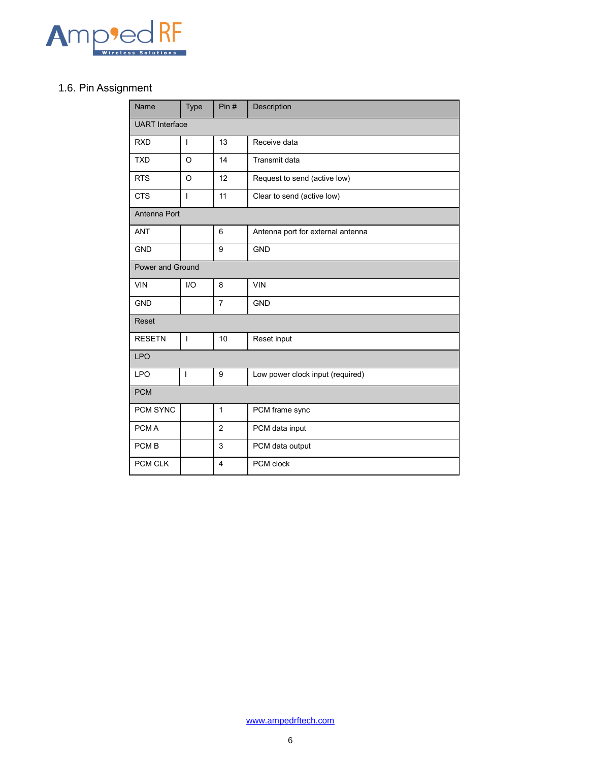## 1.6. Pin Assignment

| Name | Type | Pin # | Description |
|---|---|---|---|
| UART Interface | | | |
| RXD | I | 13 | Receive data |
| TXD | O | 14 | Transmit data |
| RTS | O | 12 | Request to send (active low) |
| CTS | I | 11 | Clear to send (active low) |
| Antenna Port | | | |
| ANT | | 6 | Antenna port for external antenna |
| GND | | 9 | GND |
| Power and Ground | | | |
| VIN | I/O | 8 | VIN |
| GND | | 7 | GND |
| Reset | | | |
| RESETN | I | 10 | Reset input |
| LPO | | | |
| LPO | I | 9 | Low power clock input (required) |
| PCM | | | |
| PCM SYNC | | 1 | PCM frame sync |
| PCM A | | 2 | PCM data input |
| PCM B | | 3 | PCM data output |
| PCM CLK | | 4 | PCM clock |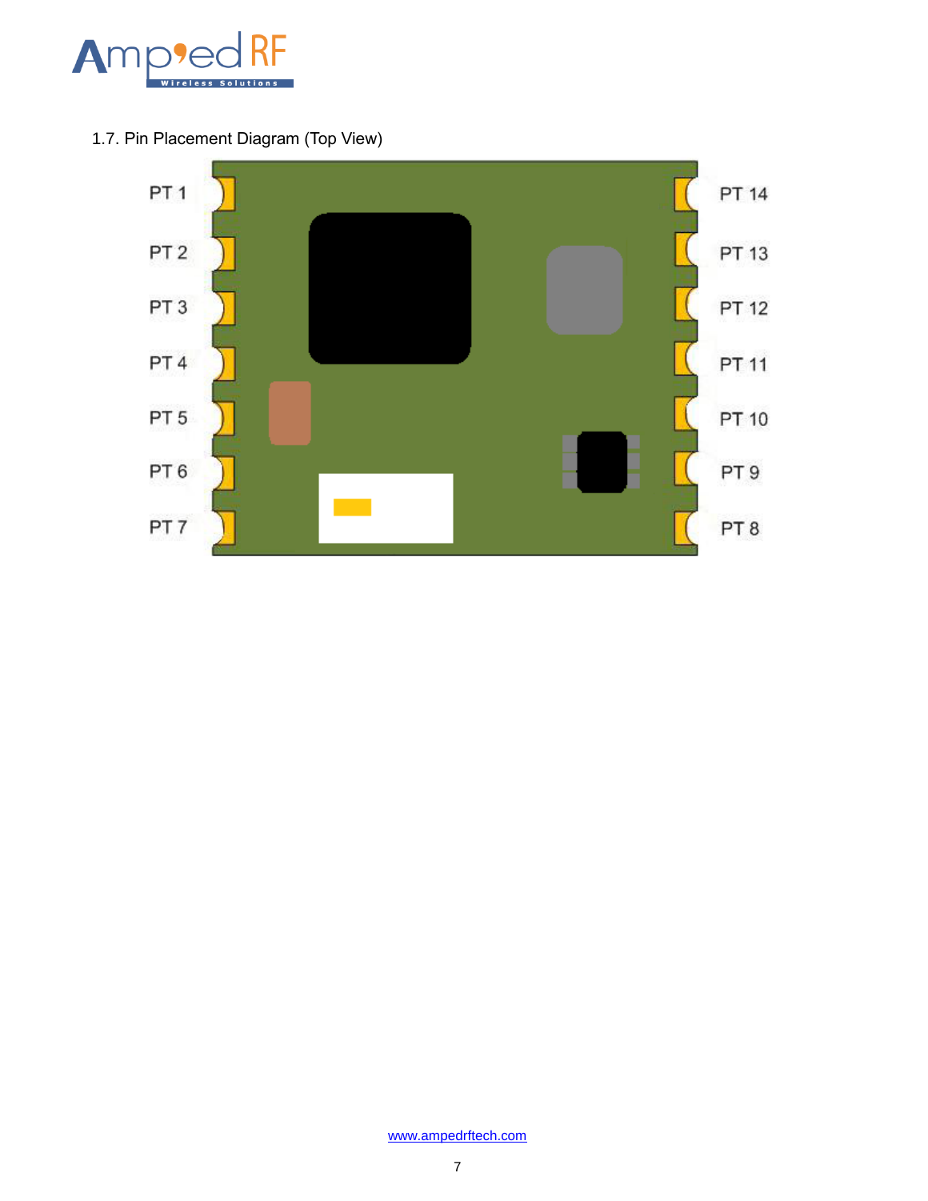## 1.7. Pin Placement Diagram (Top View)

PT 1 | PT 14
PT 2 | PT 13
PT 3 | PT 12
PT 4 | PT 11
PT 5 | PT 10
PT 6 | PT 9
PT 7 | PT 8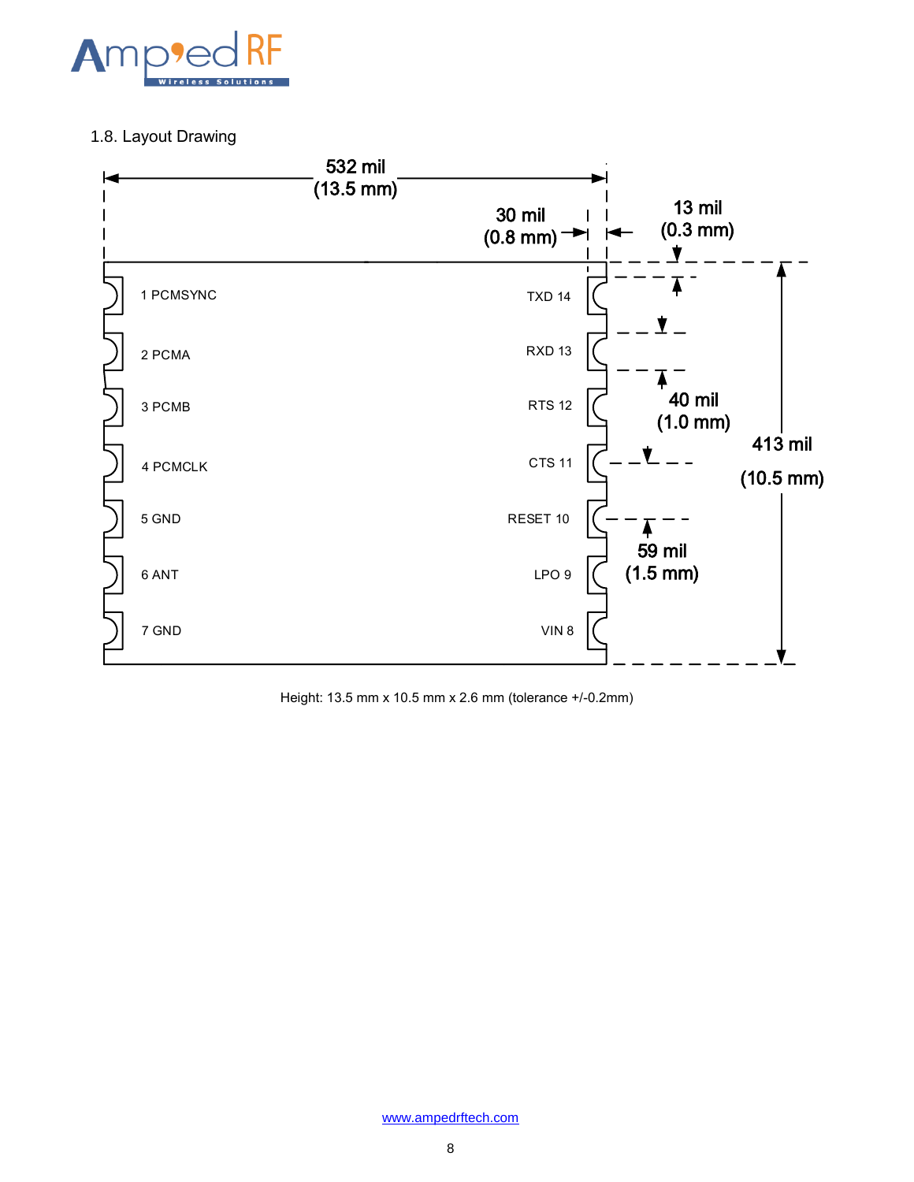## 1.8. Layout Drawing

532 mil (13.5 mm)

30 mil (0.8 mm)

13 mil (0.3 mm)

40 mil (1.0 mm)

413 mil (10.5 mm)

59 mil (1.5 mm)

| Pin | Name | Pin | Name |
|---|---|---|---|
| 1 | PCMSYNC | 14 | TXD |
| 2 | PCMA | 13 | RXD |
| 3 | PCMB | 12 | RTS |
| 4 | PCMCLK | 11 | CTS |
| 5 | GND | 10 | RESET |
| 6 | ANT | 9 | LPO |
| 7 | GND | 8 | VIN |

Height: 13.5 mm x 10.5 mm x 2.6 mm (tolerance +/-0.2mm)

www.ampedrftech.com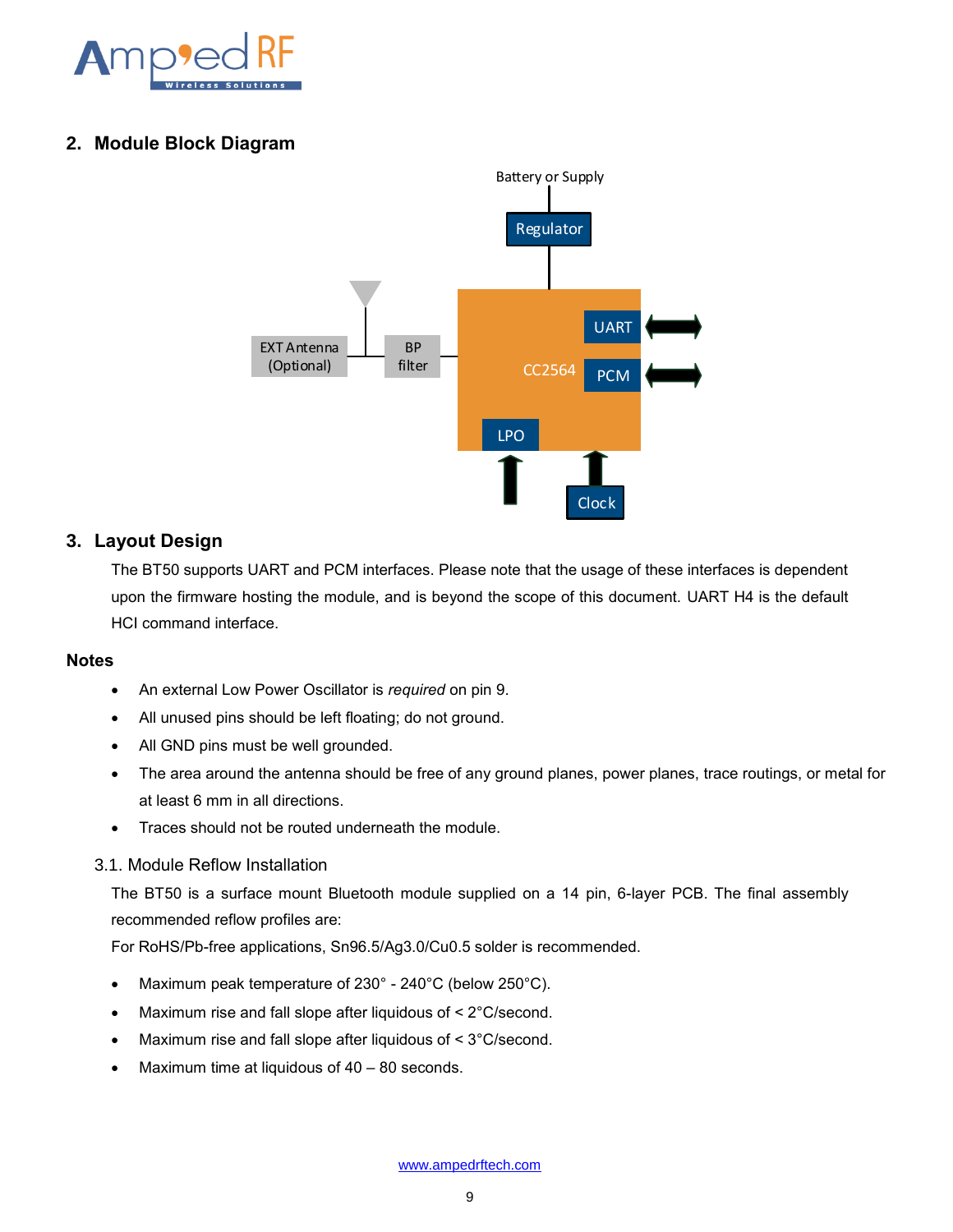## 2. Module Block Diagram

## 3. Layout Design

The BT50 supports UART and PCM interfaces. Please note that the usage of these interfaces is dependent upon the firmware hosting the module, and is beyond the scope of this document. UART H4 is the default HCI command interface.

### Notes

- An external Low Power Oscillator is *required* on pin 9.
- All unused pins should be left floating; do not ground.
- All GND pins must be well grounded.
- The area around the antenna should be free of any ground planes, power planes, trace routings, or metal for at least 6 mm in all directions.
- Traces should not be routed underneath the module.

### 3.1. Module Reflow Installation

The BT50 is a surface mount Bluetooth module supplied on a 14 pin, 6-layer PCB. The final assembly recommended reflow profiles are:

For RoHS/Pb-free applications, Sn96.5/Ag3.0/Cu0.5 solder is recommended.

- Maximum peak temperature of 230° - 240°C (below 250°C).
- Maximum rise and fall slope after liquidous of < 2°C/second.
- Maximum rise and fall slope after liquidous of < 3°C/second.
- Maximum time at liquidous of 40 – 80 seconds.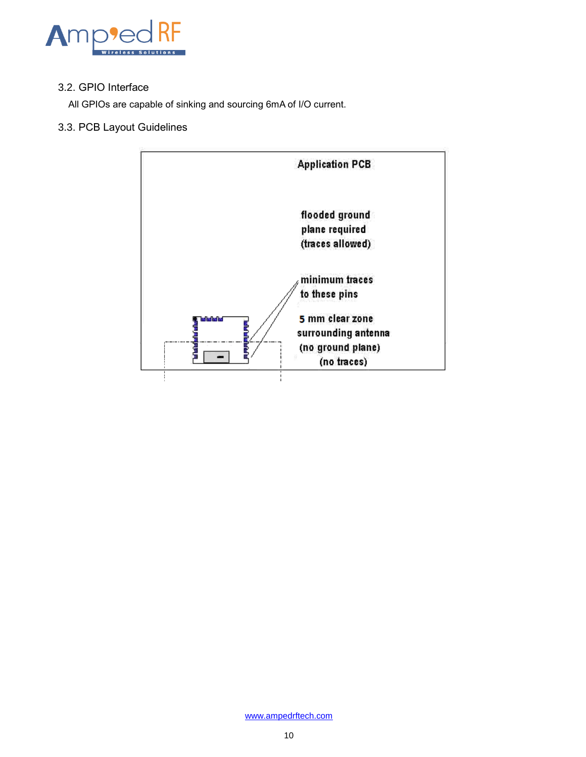## 3.2. GPIO Interface

All GPIOs are capable of sinking and sourcing 6mA of I/O current.

## 3.3. PCB Layout Guidelines

Application PCB

flooded ground plane required (traces allowed)

minimum traces to these pins

5 mm clear zone surrounding antenna (no ground plane) (no traces)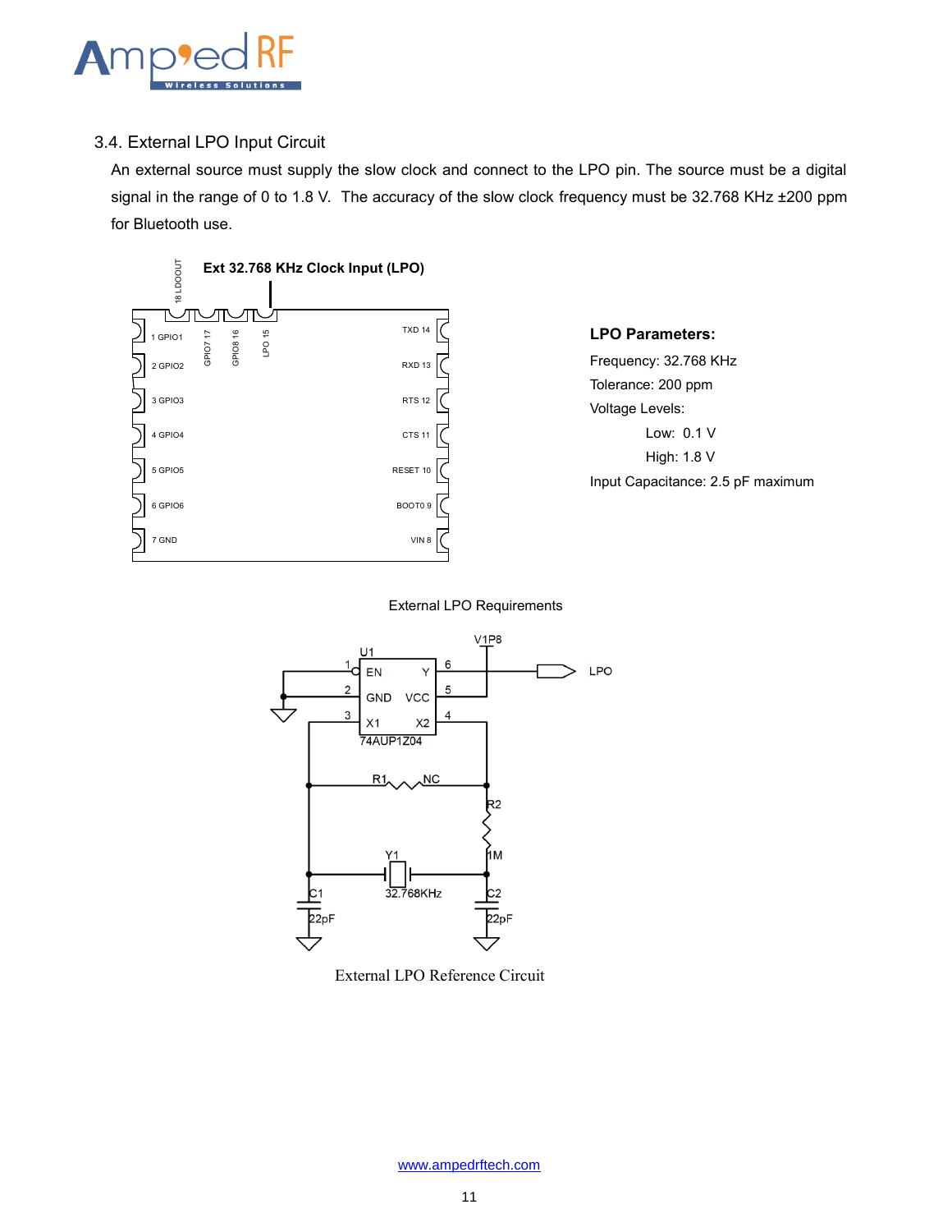### 3.4. External LPO Input Circuit

An external source must supply the slow clock and connect to the LPO pin. The source must be a digital signal in the range of 0 to 1.8 V. The accuracy of the slow clock frequency must be 32.768 KHz ±200 ppm for Bluetooth use.

**Ext 32.768 KHz Clock Input (LPO)**

**LPO Parameters:**

Frequency: 32.768 KHz

Tolerance: 200 ppm

Voltage Levels:

- Low: 0.1 V
- High: 1.8 V

Input Capacitance: 2.5 pF maximum

External LPO Requirements

External LPO Reference Circuit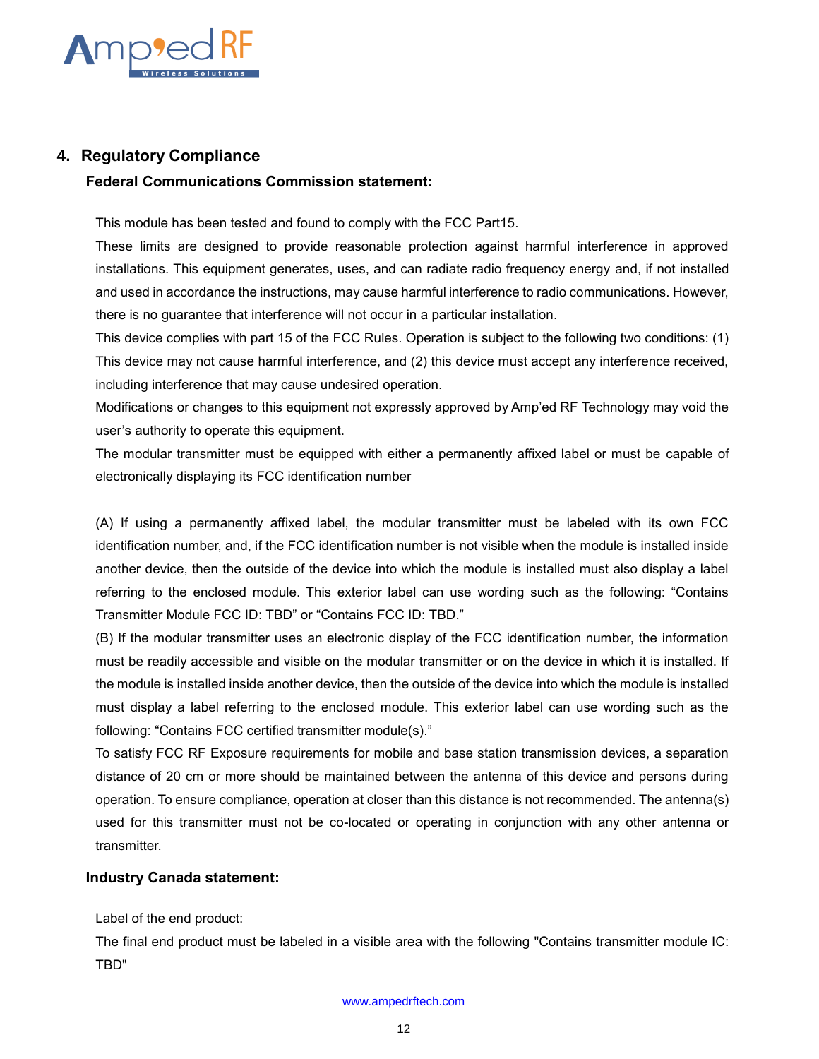## 4. Regulatory Compliance

### Federal Communications Commission statement:

This module has been tested and found to comply with the FCC Part15.

These limits are designed to provide reasonable protection against harmful interference in approved installations. This equipment generates, uses, and can radiate radio frequency energy and, if not installed and used in accordance the instructions, may cause harmful interference to radio communications. However, there is no guarantee that interference will not occur in a particular installation.

This device complies with part 15 of the FCC Rules. Operation is subject to the following two conditions: (1) This device may not cause harmful interference, and (2) this device must accept any interference received, including interference that may cause undesired operation.

Modifications or changes to this equipment not expressly approved by Amp'ed RF Technology may void the user's authority to operate this equipment.

The modular transmitter must be equipped with either a permanently affixed label or must be capable of electronically displaying its FCC identification number

(A) If using a permanently affixed label, the modular transmitter must be labeled with its own FCC identification number, and, if the FCC identification number is not visible when the module is installed inside another device, then the outside of the device into which the module is installed must also display a label referring to the enclosed module. This exterior label can use wording such as the following: "Contains Transmitter Module FCC ID: TBD" or "Contains FCC ID: TBD."

(B) If the modular transmitter uses an electronic display of the FCC identification number, the information must be readily accessible and visible on the modular transmitter or on the device in which it is installed. If the module is installed inside another device, then the outside of the device into which the module is installed must display a label referring to the enclosed module. This exterior label can use wording such as the following: "Contains FCC certified transmitter module(s)."

To satisfy FCC RF Exposure requirements for mobile and base station transmission devices, a separation distance of 20 cm or more should be maintained between the antenna of this device and persons during operation. To ensure compliance, operation at closer than this distance is not recommended. The antenna(s) used for this transmitter must not be co-located or operating in conjunction with any other antenna or transmitter.

### Industry Canada statement:

Label of the end product:

The final end product must be labeled in a visible area with the following "Contains transmitter module IC: TBD"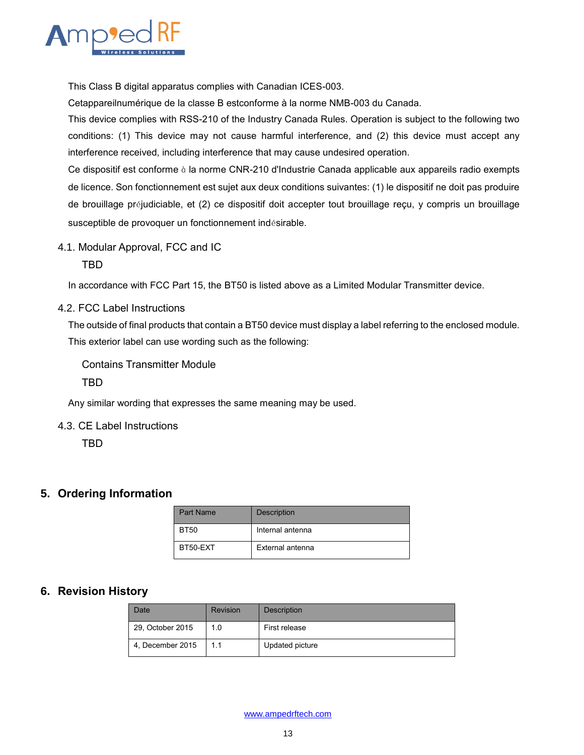This Class B digital apparatus complies with Canadian ICES-003.

Cetappareilnumérique de la classe B estconforme à la norme NMB-003 du Canada.

This device complies with RSS-210 of the Industry Canada Rules. Operation is subject to the following two conditions: (1) This device may not cause harmful interference, and (2) this device must accept any interference received, including interference that may cause undesired operation.

Ce dispositif est conforme à la norme CNR-210 d'Industrie Canada applicable aux appareils radio exempts de licence. Son fonctionnement est sujet aux deux conditions suivantes: (1) le dispositif ne doit pas produire de brouillage préjudiciable, et (2) ce dispositif doit accepter tout brouillage reçu, y compris un brouillage susceptible de provoquer un fonctionnement indésirable.

### 4.1. Modular Approval, FCC and IC

TBD

In accordance with FCC Part 15, the BT50 is listed above as a Limited Modular Transmitter device.

### 4.2. FCC Label Instructions

The outside of final products that contain a BT50 device must display a label referring to the enclosed module. This exterior label can use wording such as the following:

Contains Transmitter Module

TBD

Any similar wording that expresses the same meaning may be used.

### 4.3. CE Label Instructions

TBD

## 5. Ordering Information

| Part Name | Description |
|---|---|
| BT50 | Internal antenna |
| BT50-EXT | External antenna |

## 6. Revision History

| Date | Revision | Description |
|---|---|---|
| 29, October 2015 | 1.0 | First release |
| 4, December 2015 | 1.1 | Updated picture |

www.ampedrftech.com